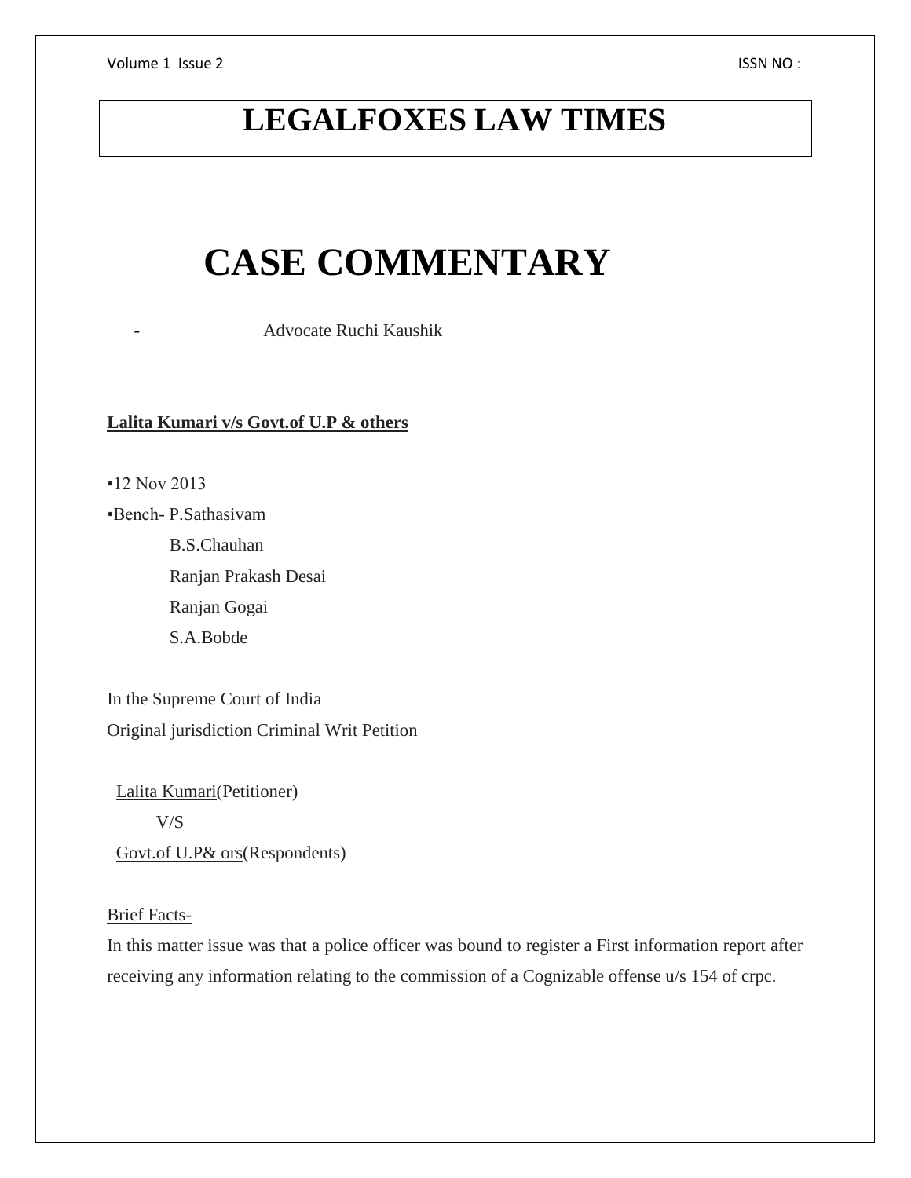# LEGALFOXES LAW TIMES

# CASE COMMENTARY

- Advocate Ruchi Kaushik

**Lalita Kumari v/s Govt.of U.P & others**

•12 Nov 2013

•Bench- P.Sathasivam
B.S.Chauhan
Ranjan Prakash Desai
Ranjan Gogai
S.A.Bobde

In the Supreme Court of India
Original jurisdiction Criminal Writ Petition

Lalita Kumari(Petitioner)
V/S
Govt.of U.P& ors(Respondents)

Brief Facts-

In this matter issue was that a police officer was bound to register a First information report after receiving any information relating to the commission of a Cognizable offense u/s 154 of crpc.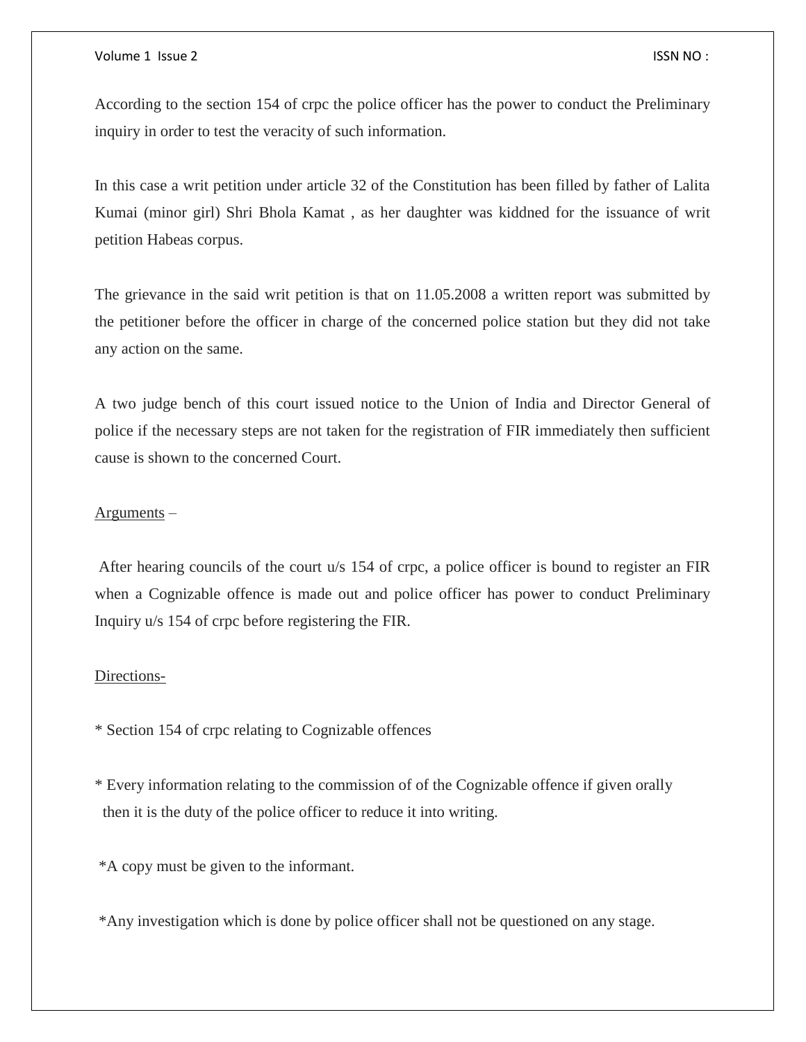According to the section 154 of crpc the police officer has the power to conduct the Preliminary inquiry in order to test the veracity of such information.

In this case a writ petition under article 32 of the Constitution has been filled by father of Lalita Kumai (minor girl) Shri Bhola Kamat , as her daughter was kiddned for the issuance of writ petition Habeas corpus.

The grievance in the said writ petition is that on 11.05.2008 a written report was submitted by the petitioner before the officer in charge of the concerned police station but they did not take any action on the same.

A two judge bench of this court issued notice to the Union of India and Director General of police if the necessary steps are not taken for the registration of FIR immediately then sufficient cause is shown to the concerned Court.

<u>Arguments</u> –

After hearing councils of the court u/s 154 of crpc, a police officer is bound to register an FIR when a Cognizable offence is made out and police officer has power to conduct Preliminary Inquiry u/s 154 of crpc before registering the FIR.

<u>Directions-</u>

* Section 154 of crpc relating to Cognizable offences

* Every information relating to the commission of of the Cognizable offence if given orally then it is the duty of the police officer to reduce it into writing.

*A copy must be given to the informant.

*Any investigation which is done by police officer shall not be questioned on any stage.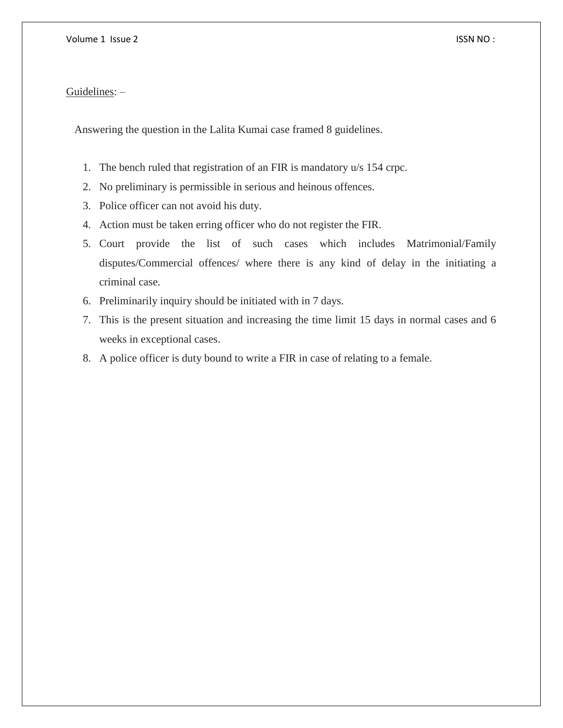Guidelines: –

Answering the question in the Lalita Kumai case framed 8 guidelines.

1. The bench ruled that registration of an FIR is mandatory u/s 154 crpc.
2. No preliminary is permissible in serious and heinous offences.
3. Police officer can not avoid his duty.
4. Action must be taken erring officer who do not register the FIR.
5. Court provide the list of such cases which includes Matrimonial/Family disputes/Commercial offences/ where there is any kind of delay in the initiating a criminal case.
6. Preliminarily inquiry should be initiated with in 7 days.
7. This is the present situation and increasing the time limit 15 days in normal cases and 6 weeks in exceptional cases.
8. A police officer is duty bound to write a FIR in case of relating to a female.